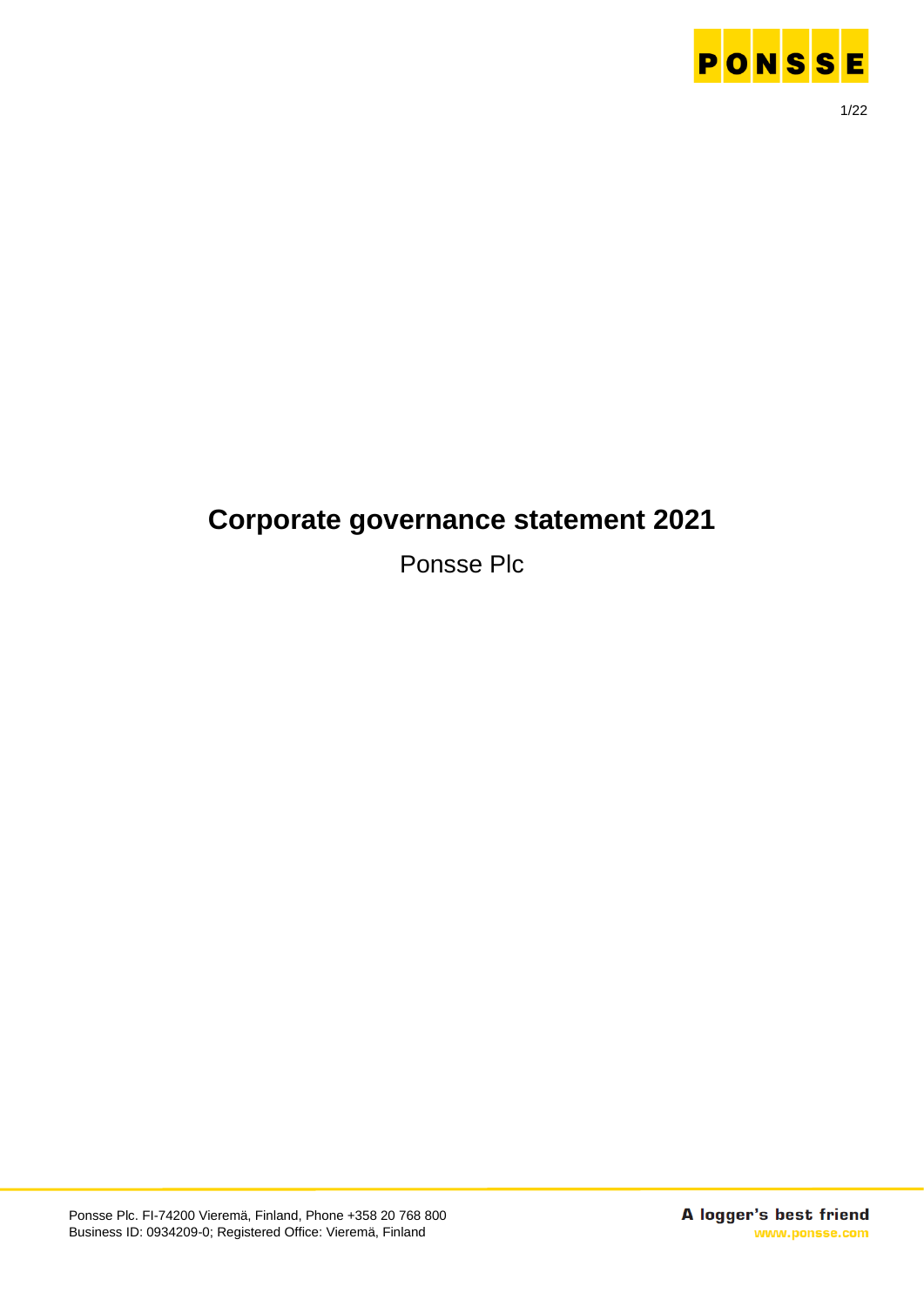# Corporate governance statement 2021

Ponsse Plc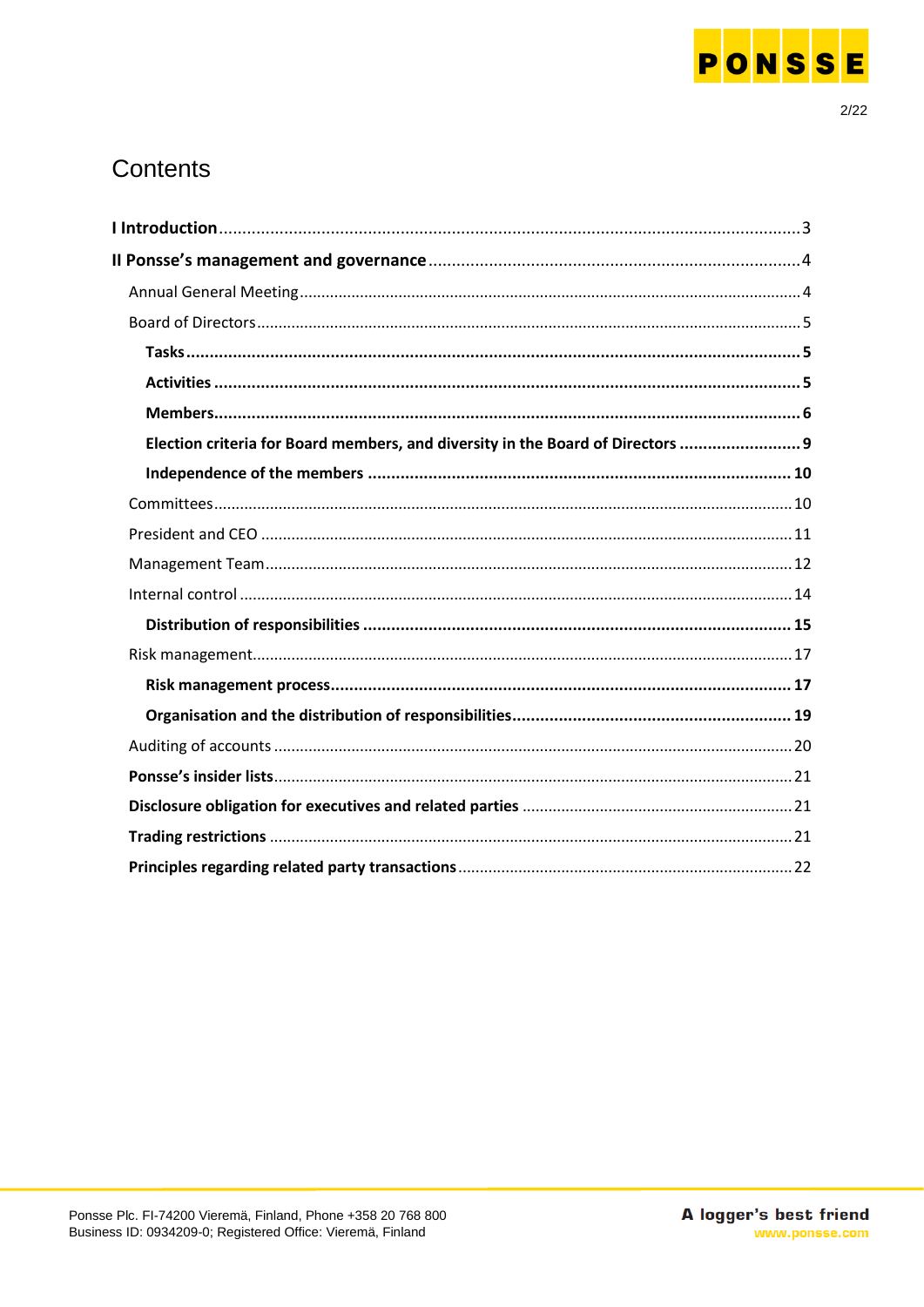# Contents

**I Introduction** 3

**II Ponsse's management and governance** 4

- Annual General Meeting 4
- Board of Directors 5
  - **Tasks** 5
  - **Activities** 5
  - **Members** 6
  - **Election criteria for Board members, and diversity in the Board of Directors** 9
  - **Independence of the members** 10
- Committees 10
- President and CEO 11
- Management Team 12
- Internal control 14
  - **Distribution of responsibilities** 15
- Risk management 17
  - **Risk management process** 17
  - **Organisation and the distribution of responsibilities** 19
- Auditing of accounts 20
- **Ponsse's insider lists** 21
- **Disclosure obligation for executives and related parties** 21
- **Trading restrictions** 21
- **Principles regarding related party transactions** 22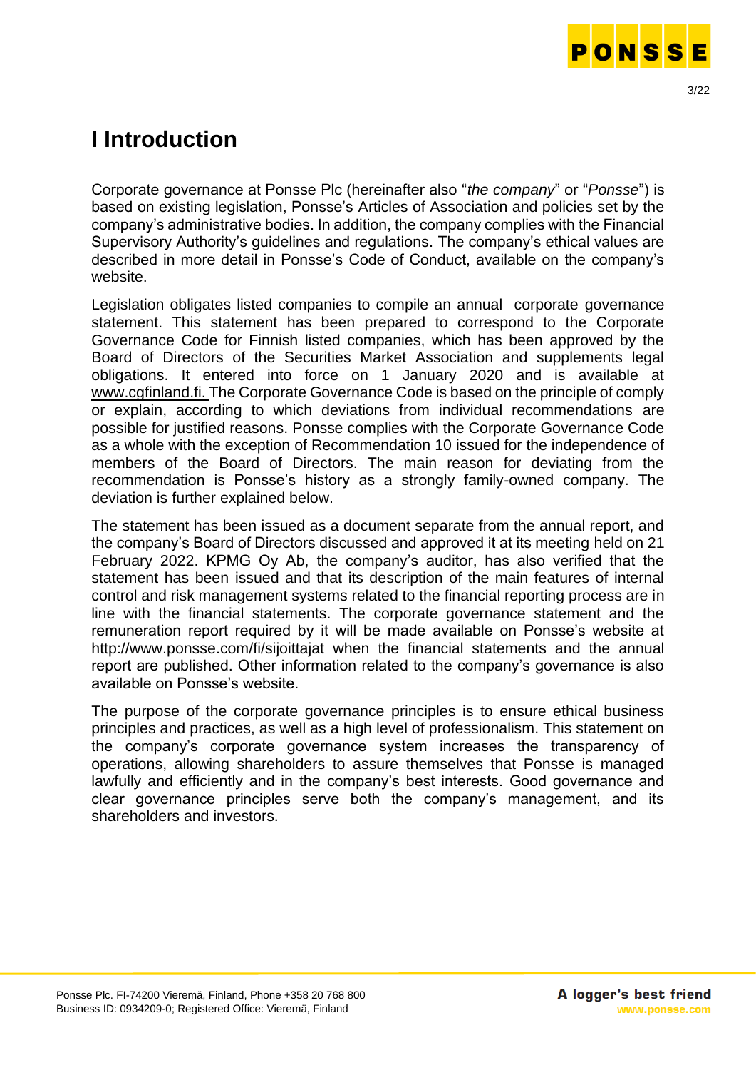# I Introduction

Corporate governance at Ponsse Plc (hereinafter also "*the company*" or "*Ponsse*") is based on existing legislation, Ponsse's Articles of Association and policies set by the company's administrative bodies. In addition, the company complies with the Financial Supervisory Authority's guidelines and regulations. The company's ethical values are described in more detail in Ponsse's Code of Conduct, available on the company's website.

Legislation obligates listed companies to compile an annual corporate governance statement. This statement has been prepared to correspond to the Corporate Governance Code for Finnish listed companies, which has been approved by the Board of Directors of the Securities Market Association and supplements legal obligations. It entered into force on 1 January 2020 and is available at www.cgfinland.fi. The Corporate Governance Code is based on the principle of comply or explain, according to which deviations from individual recommendations are possible for justified reasons. Ponsse complies with the Corporate Governance Code as a whole with the exception of Recommendation 10 issued for the independence of members of the Board of Directors. The main reason for deviating from the recommendation is Ponsse's history as a strongly family-owned company. The deviation is further explained below.

The statement has been issued as a document separate from the annual report, and the company's Board of Directors discussed and approved it at its meeting held on 21 February 2022. KPMG Oy Ab, the company's auditor, has also verified that the statement has been issued and that its description of the main features of internal control and risk management systems related to the financial reporting process are in line with the financial statements. The corporate governance statement and the remuneration report required by it will be made available on Ponsse's website at http://www.ponsse.com/fi/sijoittajat when the financial statements and the annual report are published. Other information related to the company's governance is also available on Ponsse's website.

The purpose of the corporate governance principles is to ensure ethical business principles and practices, as well as a high level of professionalism. This statement on the company's corporate governance system increases the transparency of operations, allowing shareholders to assure themselves that Ponsse is managed lawfully and efficiently and in the company's best interests. Good governance and clear governance principles serve both the company's management, and its shareholders and investors.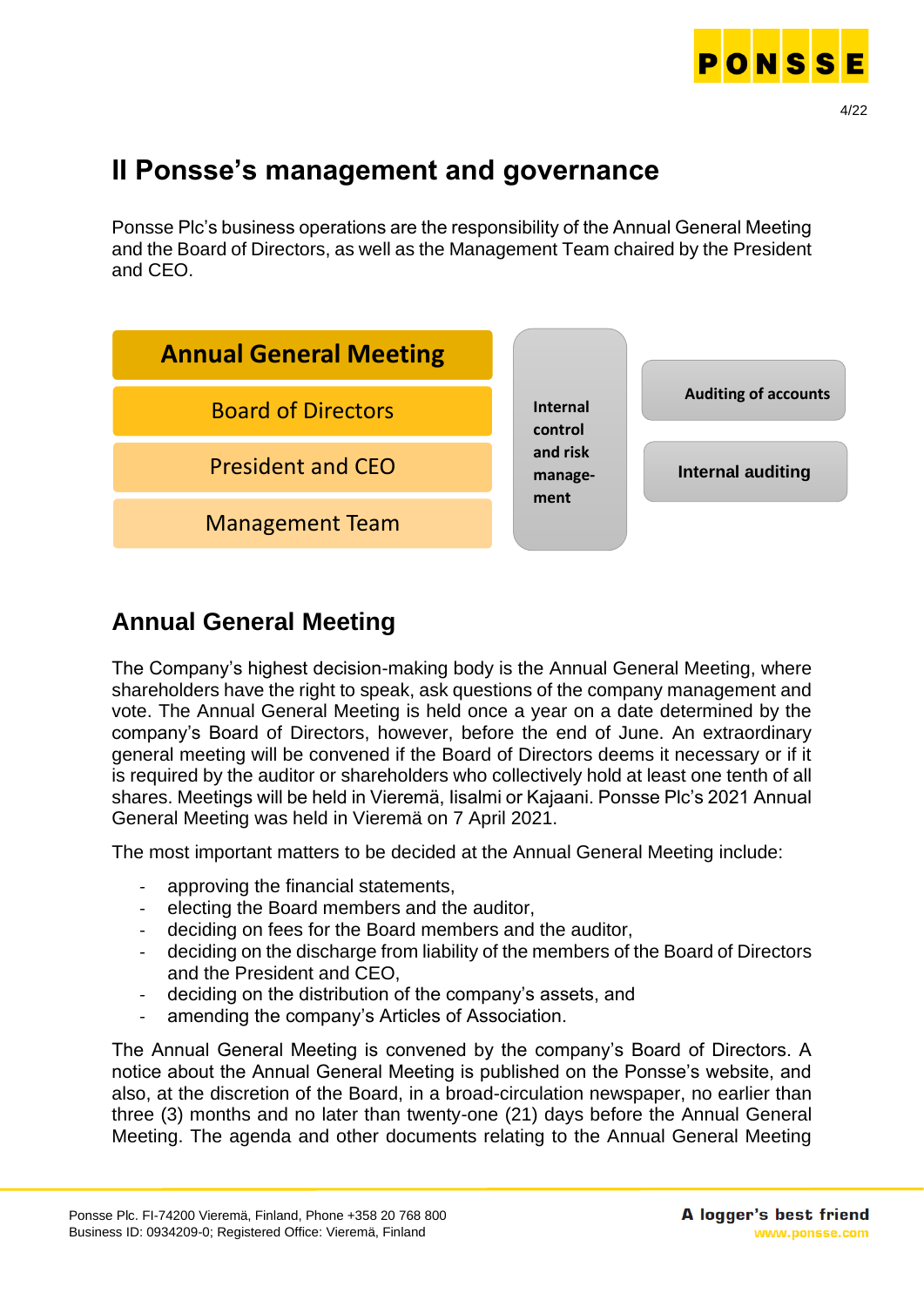# II Ponsse's management and governance

Ponsse Plc's business operations are the responsibility of the Annual General Meeting and the Board of Directors, as well as the Management Team chaired by the President and CEO.

Annual General Meeting

Board of Directors

President and CEO

Management Team

Internal control and risk manage-ment

Auditing of accounts

Internal auditing

## Annual General Meeting

The Company's highest decision-making body is the Annual General Meeting, where shareholders have the right to speak, ask questions of the company management and vote. The Annual General Meeting is held once a year on a date determined by the company's Board of Directors, however, before the end of June. An extraordinary general meeting will be convened if the Board of Directors deems it necessary or if it is required by the auditor or shareholders who collectively hold at least one tenth of all shares. Meetings will be held in Vieremä, Iisalmi or Kajaani. Ponsse Plc's 2021 Annual General Meeting was held in Vieremä on 7 April 2021.

The most important matters to be decided at the Annual General Meeting include:

- approving the financial statements,
- electing the Board members and the auditor,
- deciding on fees for the Board members and the auditor,
- deciding on the discharge from liability of the members of the Board of Directors and the President and CEO,
- deciding on the distribution of the company's assets, and
- amending the company's Articles of Association.

The Annual General Meeting is convened by the company's Board of Directors. A notice about the Annual General Meeting is published on the Ponsse's website, and also, at the discretion of the Board, in a broad-circulation newspaper, no earlier than three (3) months and no later than twenty-one (21) days before the Annual General Meeting. The agenda and other documents relating to the Annual General Meeting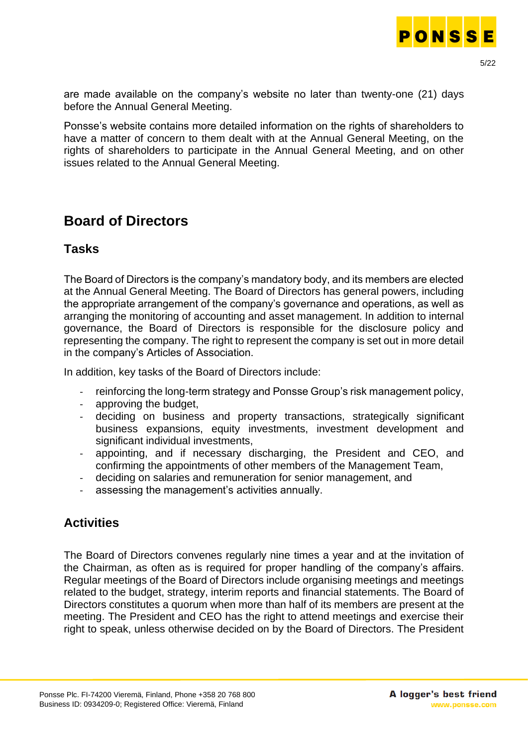are made available on the company's website no later than twenty-one (21) days before the Annual General Meeting.

Ponsse's website contains more detailed information on the rights of shareholders to have a matter of concern to them dealt with at the Annual General Meeting, on the rights of shareholders to participate in the Annual General Meeting, and on other issues related to the Annual General Meeting.

# Board of Directors

## Tasks

The Board of Directors is the company's mandatory body, and its members are elected at the Annual General Meeting. The Board of Directors has general powers, including the appropriate arrangement of the company's governance and operations, as well as arranging the monitoring of accounting and asset management. In addition to internal governance, the Board of Directors is responsible for the disclosure policy and representing the company. The right to represent the company is set out in more detail in the company's Articles of Association.

In addition, key tasks of the Board of Directors include:

- reinforcing the long-term strategy and Ponsse Group's risk management policy,
- approving the budget,
- deciding on business and property transactions, strategically significant business expansions, equity investments, investment development and significant individual investments,
- appointing, and if necessary discharging, the President and CEO, and confirming the appointments of other members of the Management Team,
- deciding on salaries and remuneration for senior management, and
- assessing the management's activities annually.

## Activities

The Board of Directors convenes regularly nine times a year and at the invitation of the Chairman, as often as is required for proper handling of the company's affairs. Regular meetings of the Board of Directors include organising meetings and meetings related to the budget, strategy, interim reports and financial statements. The Board of Directors constitutes a quorum when more than half of its members are present at the meeting. The President and CEO has the right to attend meetings and exercise their right to speak, unless otherwise decided on by the Board of Directors. The President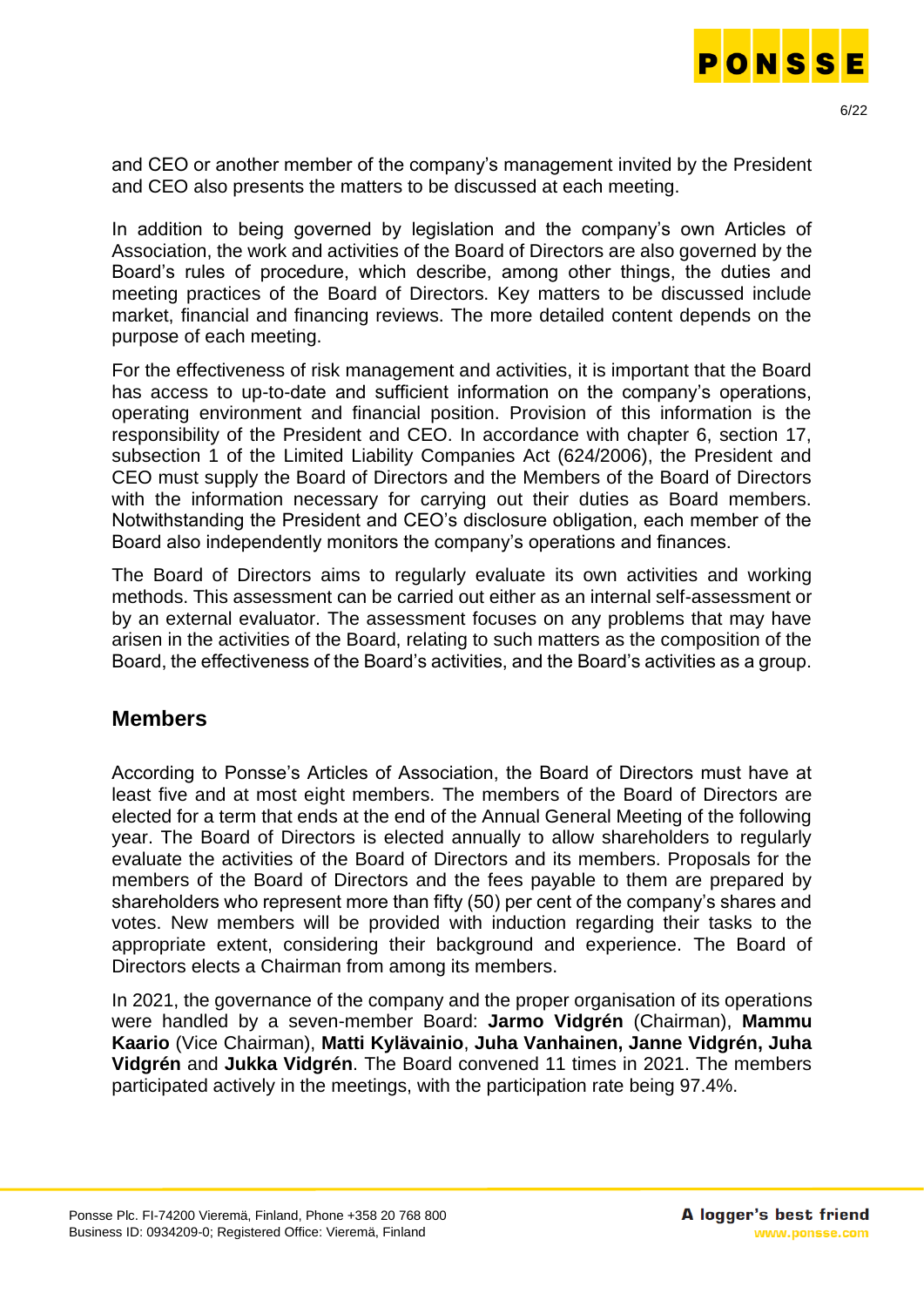and CEO or another member of the company's management invited by the President and CEO also presents the matters to be discussed at each meeting.

In addition to being governed by legislation and the company's own Articles of Association, the work and activities of the Board of Directors are also governed by the Board's rules of procedure, which describe, among other things, the duties and meeting practices of the Board of Directors. Key matters to be discussed include market, financial and financing reviews. The more detailed content depends on the purpose of each meeting.

For the effectiveness of risk management and activities, it is important that the Board has access to up-to-date and sufficient information on the company's operations, operating environment and financial position. Provision of this information is the responsibility of the President and CEO. In accordance with chapter 6, section 17, subsection 1 of the Limited Liability Companies Act (624/2006), the President and CEO must supply the Board of Directors and the Members of the Board of Directors with the information necessary for carrying out their duties as Board members. Notwithstanding the President and CEO's disclosure obligation, each member of the Board also independently monitors the company's operations and finances.

The Board of Directors aims to regularly evaluate its own activities and working methods. This assessment can be carried out either as an internal self-assessment or by an external evaluator. The assessment focuses on any problems that may have arisen in the activities of the Board, relating to such matters as the composition of the Board, the effectiveness of the Board's activities, and the Board's activities as a group.

## Members

According to Ponsse's Articles of Association, the Board of Directors must have at least five and at most eight members. The members of the Board of Directors are elected for a term that ends at the end of the Annual General Meeting of the following year. The Board of Directors is elected annually to allow shareholders to regularly evaluate the activities of the Board of Directors and its members. Proposals for the members of the Board of Directors and the fees payable to them are prepared by shareholders who represent more than fifty (50) per cent of the company's shares and votes. New members will be provided with induction regarding their tasks to the appropriate extent, considering their background and experience. The Board of Directors elects a Chairman from among its members.

In 2021, the governance of the company and the proper organisation of its operations were handled by a seven-member Board: **Jarmo Vidgrén** (Chairman), **Mammu Kaario** (Vice Chairman), **Matti Kylävainio**, **Juha Vanhainen, Janne Vidgrén, Juha Vidgrén** and **Jukka Vidgrén**. The Board convened 11 times in 2021. The members participated actively in the meetings, with the participation rate being 97.4%.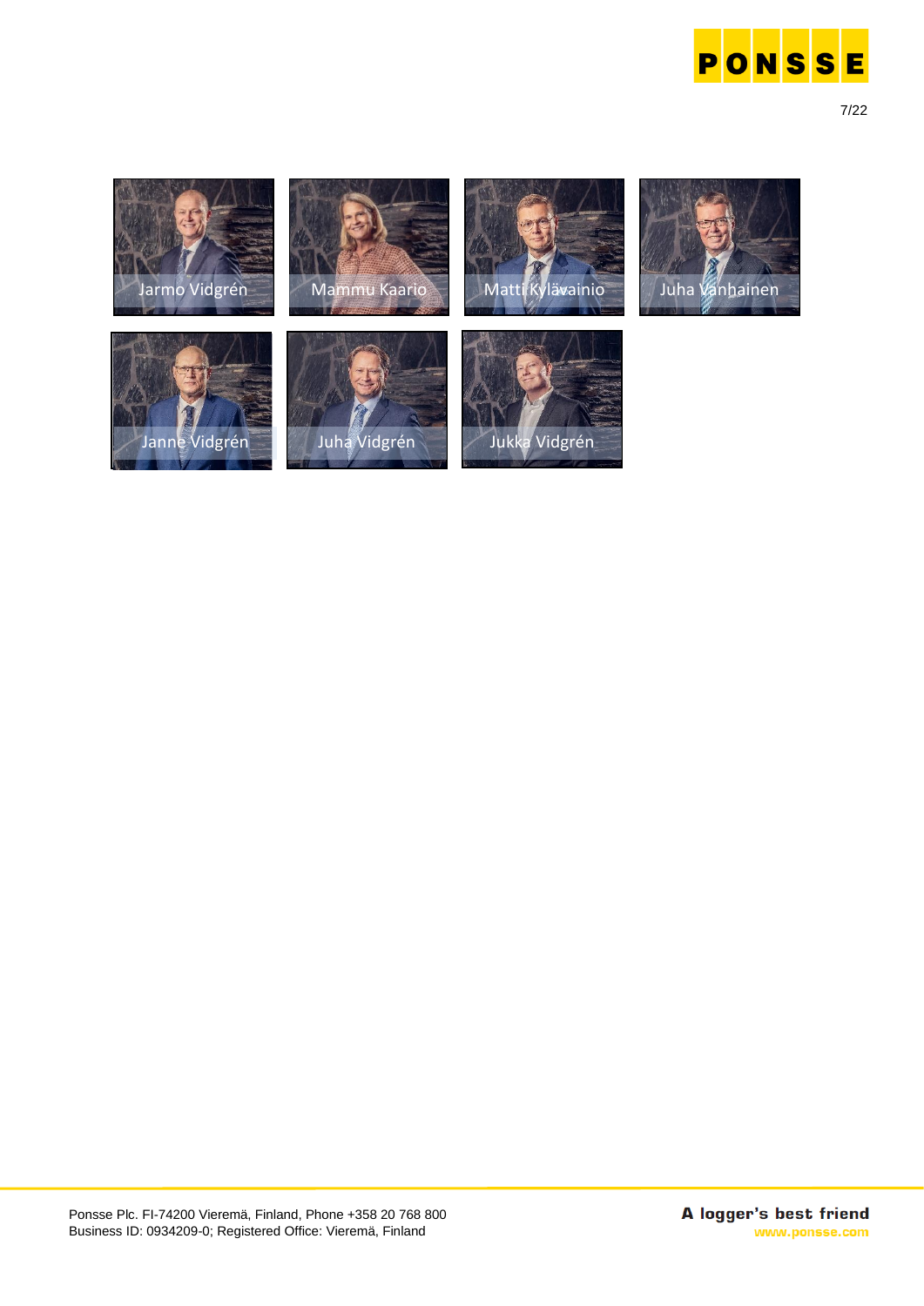Jarmo Vidgrén

Mammu Kaario

Matti Kylävainio

Juha Vanhainen

Janne Vidgrén

Juha Vidgrén

Jukka Vidgrén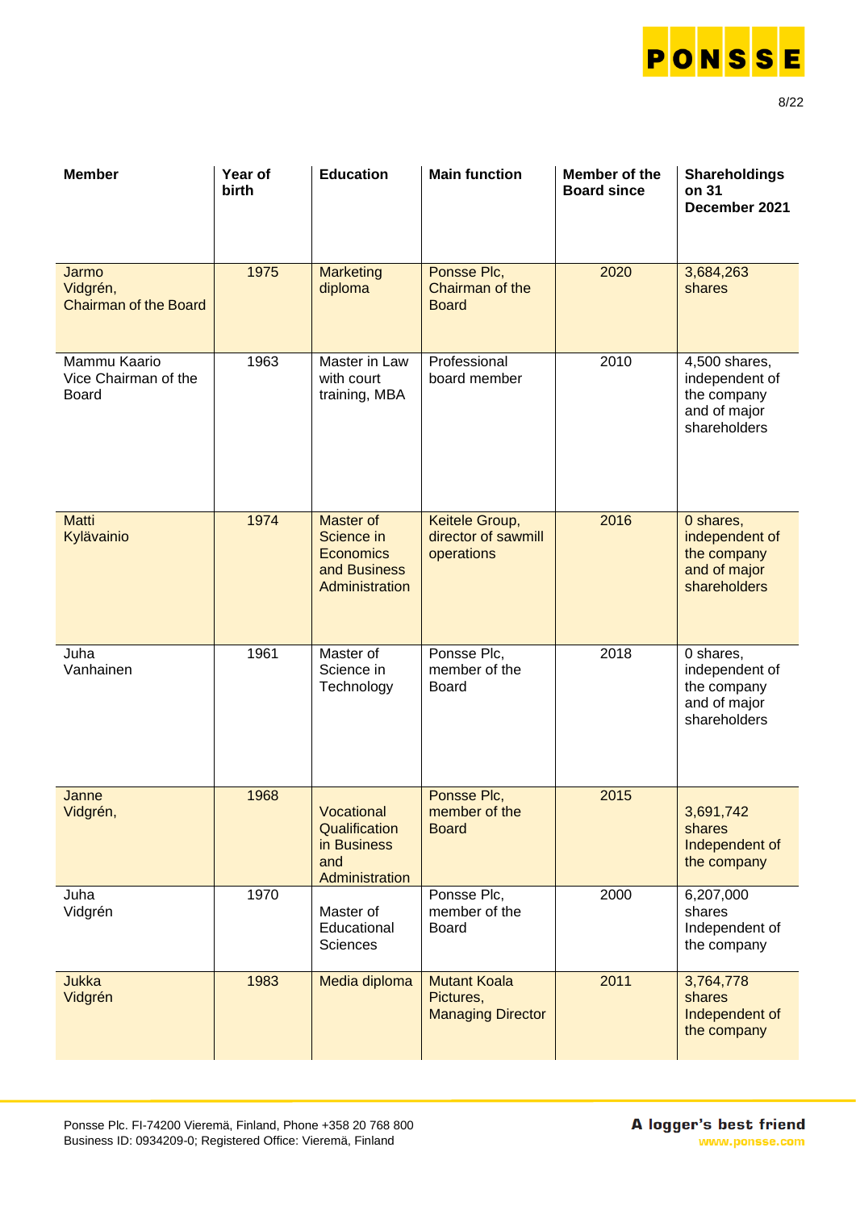| Member | Year of birth | Education | Main function | Member of the Board since | Shareholdings on 31 December 2021 |
|---|---|---|---|---|---|
| Jarmo Vidgrén, Chairman of the Board | 1975 | Marketing diploma | Ponsse Plc, Chairman of the Board | 2020 | 3,684,263 shares |
| Mammu Kaario Vice Chairman of the Board | 1963 | Master in Law with court training, MBA | Professional board member | 2010 | 4,500 shares, independent of the company and of major shareholders |
| Matti Kylävainio | 1974 | Master of Science in Economics and Business Administration | Keitele Group, director of sawmill operations | 2016 | 0 shares, independent of the company and of major shareholders |
| Juha Vanhainen | 1961 | Master of Science in Technology | Ponsse Plc, member of the Board | 2018 | 0 shares, independent of the company and of major shareholders |
| Janne Vidgrén, | 1968 | Vocational Qualification in Business and Administration | Ponsse Plc, member of the Board | 2015 | 3,691,742 shares Independent of the company |
| Juha Vidgrén | 1970 | Master of Educational Sciences | Ponsse Plc, member of the Board | 2000 | 6,207,000 shares Independent of the company |
| Jukka Vidgrén | 1983 | Media diploma | Mutant Koala Pictures, Managing Director | 2011 | 3,764,778 shares Independent of the company |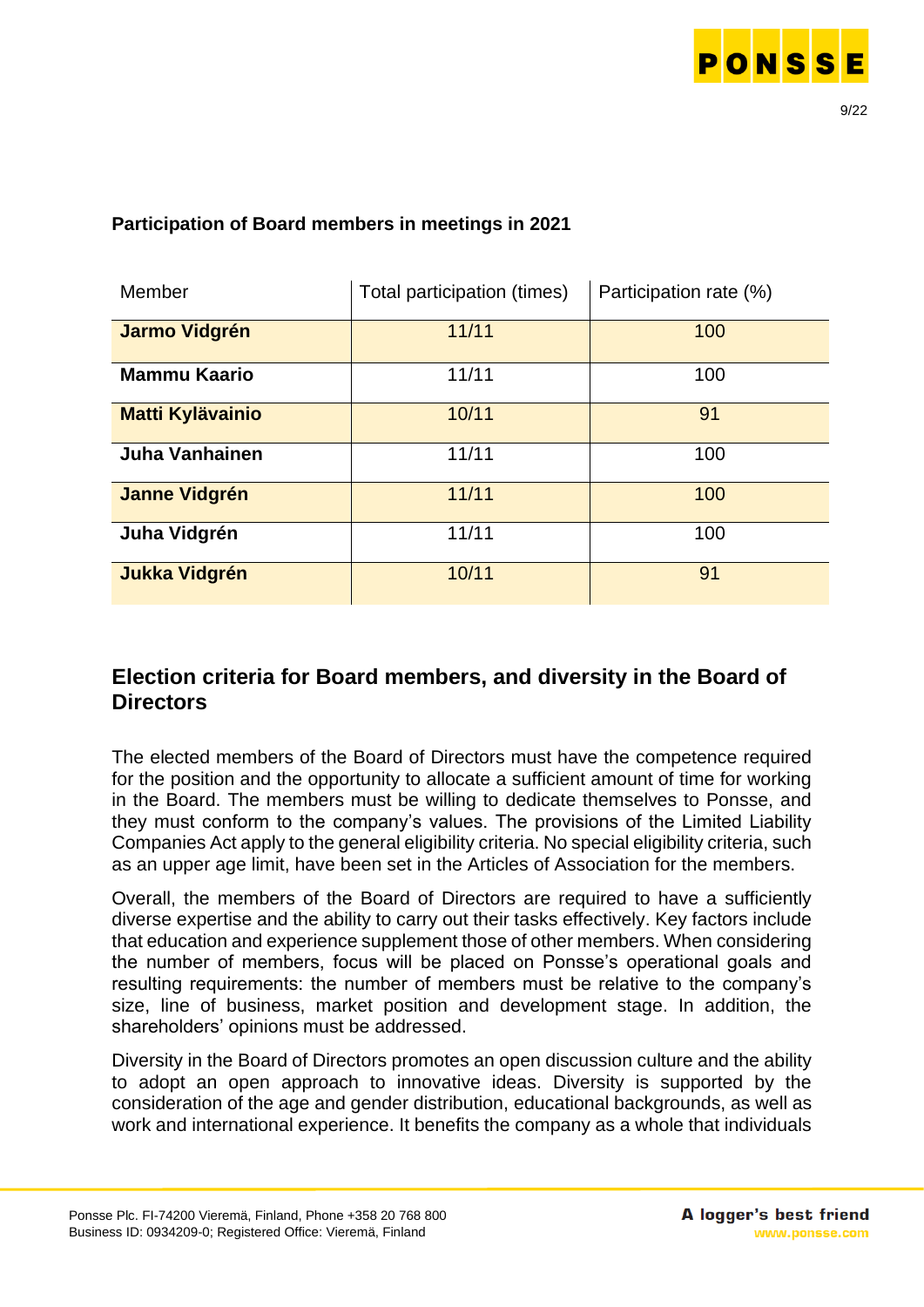**Participation of Board members in meetings in 2021**

| Member | Total participation (times) | Participation rate (%) |
|---|---|---|
| **Jarmo Vidgrén** | 11/11 | 100 |
| **Mammu Kaario** | 11/11 | 100 |
| **Matti Kylävainio** | 10/11 | 91 |
| **Juha Vanhainen** | 11/11 | 100 |
| **Janne Vidgrén** | 11/11 | 100 |
| **Juha Vidgrén** | 11/11 | 100 |
| **Jukka Vidgrén** | 10/11 | 91 |

## Election criteria for Board members, and diversity in the Board of Directors

The elected members of the Board of Directors must have the competence required for the position and the opportunity to allocate a sufficient amount of time for working in the Board. The members must be willing to dedicate themselves to Ponsse, and they must conform to the company's values. The provisions of the Limited Liability Companies Act apply to the general eligibility criteria. No special eligibility criteria, such as an upper age limit, have been set in the Articles of Association for the members.

Overall, the members of the Board of Directors are required to have a sufficiently diverse expertise and the ability to carry out their tasks effectively. Key factors include that education and experience supplement those of other members. When considering the number of members, focus will be placed on Ponsse's operational goals and resulting requirements: the number of members must be relative to the company's size, line of business, market position and development stage. In addition, the shareholders' opinions must be addressed.

Diversity in the Board of Directors promotes an open discussion culture and the ability to adopt an open approach to innovative ideas. Diversity is supported by the consideration of the age and gender distribution, educational backgrounds, as well as work and international experience. It benefits the company as a whole that individuals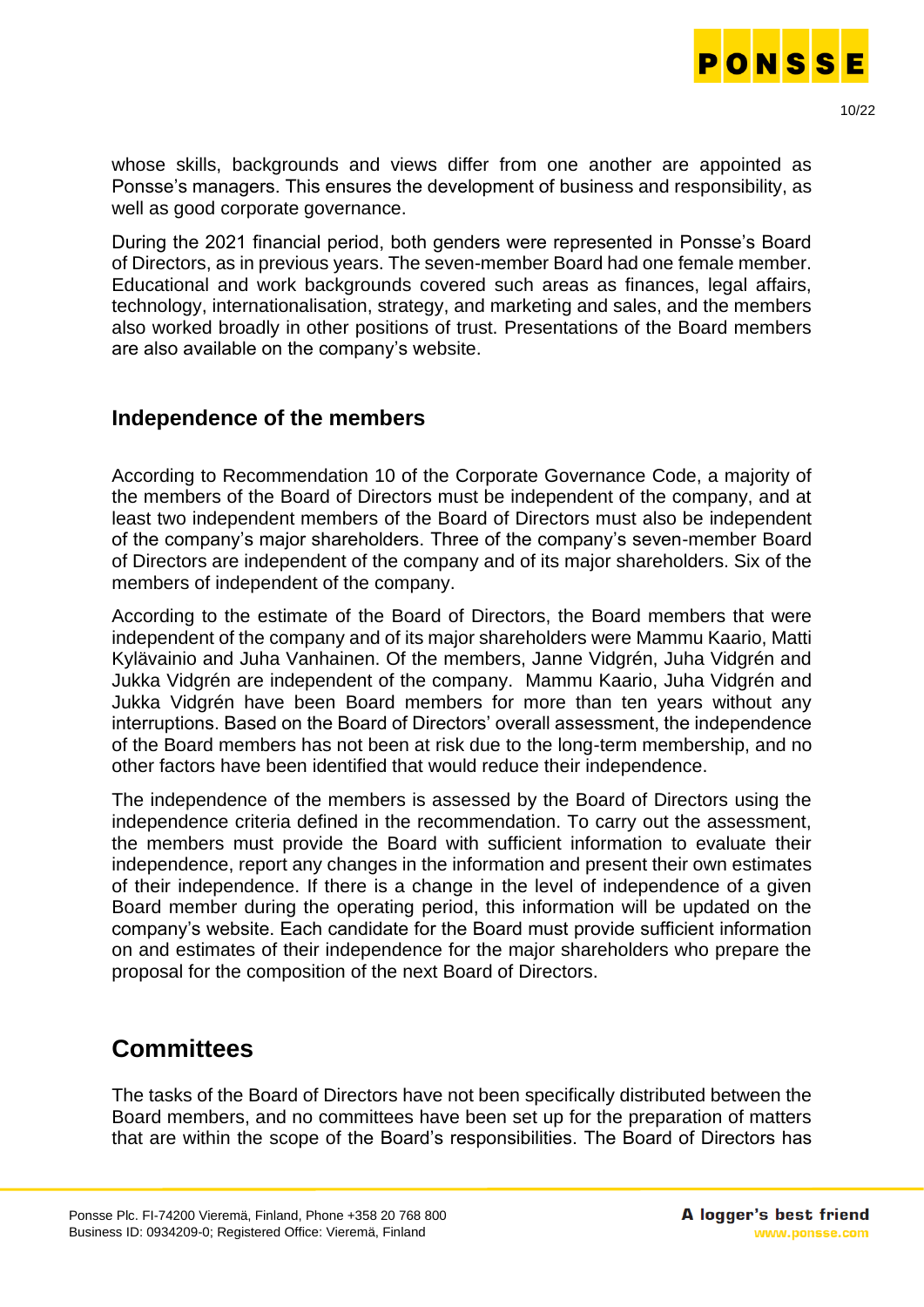whose skills, backgrounds and views differ from one another are appointed as Ponsse's managers. This ensures the development of business and responsibility, as well as good corporate governance.

During the 2021 financial period, both genders were represented in Ponsse's Board of Directors, as in previous years. The seven-member Board had one female member. Educational and work backgrounds covered such areas as finances, legal affairs, technology, internationalisation, strategy, and marketing and sales, and the members also worked broadly in other positions of trust. Presentations of the Board members are also available on the company's website.

### Independence of the members

According to Recommendation 10 of the Corporate Governance Code, a majority of the members of the Board of Directors must be independent of the company, and at least two independent members of the Board of Directors must also be independent of the company's major shareholders. Three of the company's seven-member Board of Directors are independent of the company and of its major shareholders. Six of the members of independent of the company.

According to the estimate of the Board of Directors, the Board members that were independent of the company and of its major shareholders were Mammu Kaario, Matti Kylävainio and Juha Vanhainen. Of the members, Janne Vidgrén, Juha Vidgrén and Jukka Vidgrén are independent of the company. Mammu Kaario, Juha Vidgrén and Jukka Vidgrén have been Board members for more than ten years without any interruptions. Based on the Board of Directors' overall assessment, the independence of the Board members has not been at risk due to the long-term membership, and no other factors have been identified that would reduce their independence.

The independence of the members is assessed by the Board of Directors using the independence criteria defined in the recommendation. To carry out the assessment, the members must provide the Board with sufficient information to evaluate their independence, report any changes in the information and present their own estimates of their independence. If there is a change in the level of independence of a given Board member during the operating period, this information will be updated on the company's website. Each candidate for the Board must provide sufficient information on and estimates of their independence for the major shareholders who prepare the proposal for the composition of the next Board of Directors.

## Committees

The tasks of the Board of Directors have not been specifically distributed between the Board members, and no committees have been set up for the preparation of matters that are within the scope of the Board's responsibilities. The Board of Directors has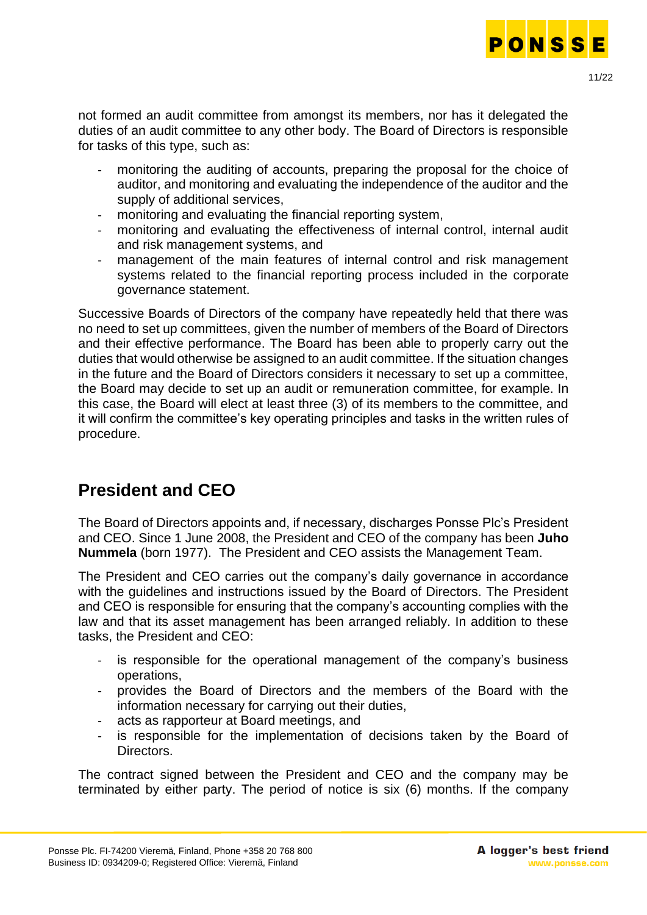not formed an audit committee from amongst its members, nor has it delegated the duties of an audit committee to any other body. The Board of Directors is responsible for tasks of this type, such as:

- monitoring the auditing of accounts, preparing the proposal for the choice of auditor, and monitoring and evaluating the independence of the auditor and the supply of additional services,
- monitoring and evaluating the financial reporting system,
- monitoring and evaluating the effectiveness of internal control, internal audit and risk management systems, and
- management of the main features of internal control and risk management systems related to the financial reporting process included in the corporate governance statement.

Successive Boards of Directors of the company have repeatedly held that there was no need to set up committees, given the number of members of the Board of Directors and their effective performance. The Board has been able to properly carry out the duties that would otherwise be assigned to an audit committee. If the situation changes in the future and the Board of Directors considers it necessary to set up a committee, the Board may decide to set up an audit or remuneration committee, for example. In this case, the Board will elect at least three (3) of its members to the committee, and it will confirm the committee's key operating principles and tasks in the written rules of procedure.

## President and CEO

The Board of Directors appoints and, if necessary, discharges Ponsse Plc's President and CEO. Since 1 June 2008, the President and CEO of the company has been **Juho Nummela** (born 1977). The President and CEO assists the Management Team.

The President and CEO carries out the company's daily governance in accordance with the guidelines and instructions issued by the Board of Directors. The President and CEO is responsible for ensuring that the company's accounting complies with the law and that its asset management has been arranged reliably. In addition to these tasks, the President and CEO:

- is responsible for the operational management of the company's business operations,
- provides the Board of Directors and the members of the Board with the information necessary for carrying out their duties,
- acts as rapporteur at Board meetings, and
- is responsible for the implementation of decisions taken by the Board of Directors.

The contract signed between the President and CEO and the company may be terminated by either party. The period of notice is six (6) months. If the company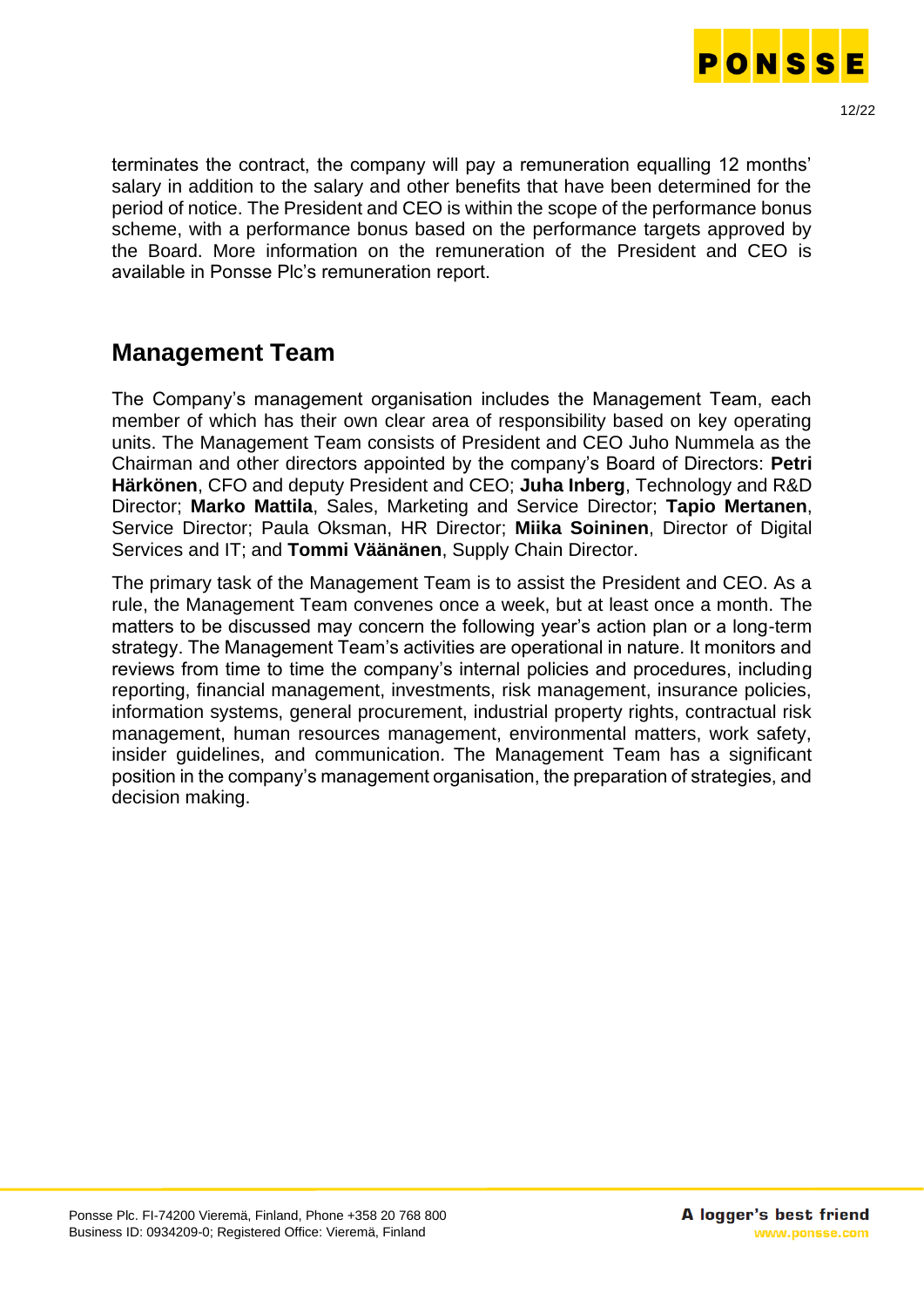terminates the contract, the company will pay a remuneration equalling 12 months' salary in addition to the salary and other benefits that have been determined for the period of notice. The President and CEO is within the scope of the performance bonus scheme, with a performance bonus based on the performance targets approved by the Board. More information on the remuneration of the President and CEO is available in Ponsse Plc's remuneration report.

## Management Team

The Company's management organisation includes the Management Team, each member of which has their own clear area of responsibility based on key operating units. The Management Team consists of President and CEO Juho Nummela as the Chairman and other directors appointed by the company's Board of Directors: **Petri Härkönen**, CFO and deputy President and CEO; **Juha Inberg**, Technology and R&D Director; **Marko Mattila**, Sales, Marketing and Service Director; **Tapio Mertanen**, Service Director; Paula Oksman, HR Director; **Miika Soininen**, Director of Digital Services and IT; and **Tommi Väänänen**, Supply Chain Director.

The primary task of the Management Team is to assist the President and CEO. As a rule, the Management Team convenes once a week, but at least once a month. The matters to be discussed may concern the following year's action plan or a long-term strategy. The Management Team's activities are operational in nature. It monitors and reviews from time to time the company's internal policies and procedures, including reporting, financial management, investments, risk management, insurance policies, information systems, general procurement, industrial property rights, contractual risk management, human resources management, environmental matters, work safety, insider guidelines, and communication. The Management Team has a significant position in the company's management organisation, the preparation of strategies, and decision making.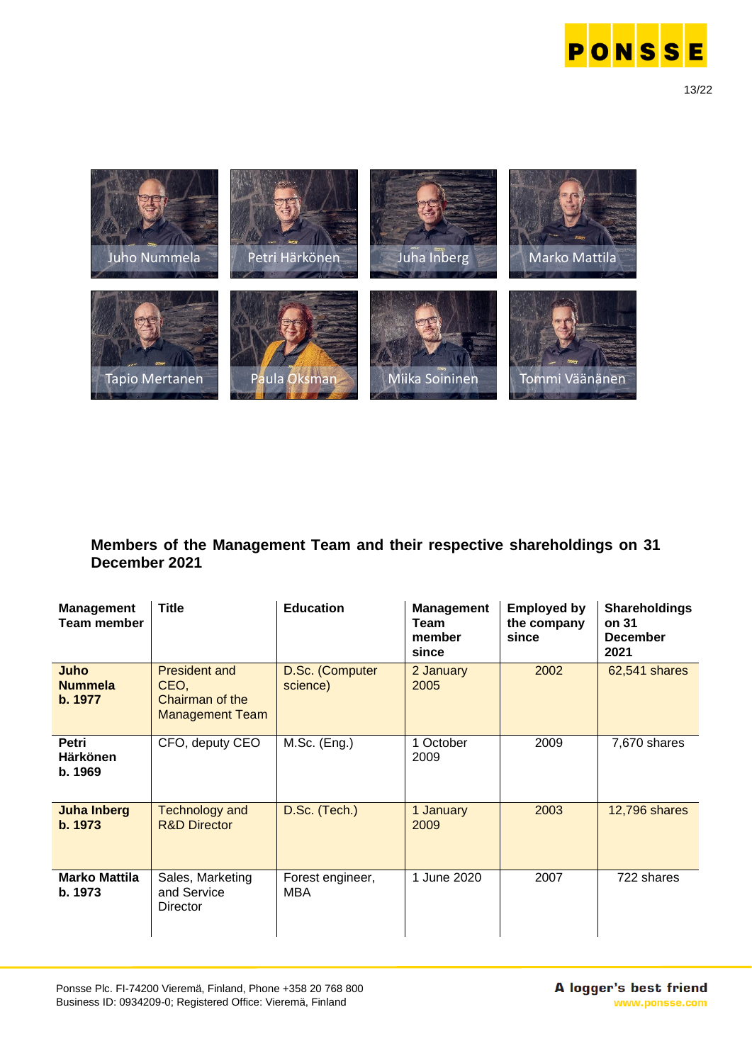Juho Nummela

Petri Härkönen

Juha Inberg

Marko Mattila

Tapio Mertanen

Paula Oksman

Miika Soininen

Tommi Väänänen

## Members of the Management Team and their respective shareholdings on 31 December 2021

| Management Team member | Title | Education | Management Team member since | Employed by the company since | Shareholdings on 31 December 2021 |
|---|---|---|---|---|---|
| **Juho Nummela b. 1977** | President and CEO, Chairman of the Management Team | D.Sc. (Computer science) | 2 January 2005 | 2002 | 62,541 shares |
| **Petri Härkönen b. 1969** | CFO, deputy CEO | M.Sc. (Eng.) | 1 October 2009 | 2009 | 7,670 shares |
| **Juha Inberg b. 1973** | Technology and R&D Director | D.Sc. (Tech.) | 1 January 2009 | 2003 | 12,796 shares |
| **Marko Mattila b. 1973** | Sales, Marketing and Service Director | Forest engineer, MBA | 1 June 2020 | 2007 | 722 shares |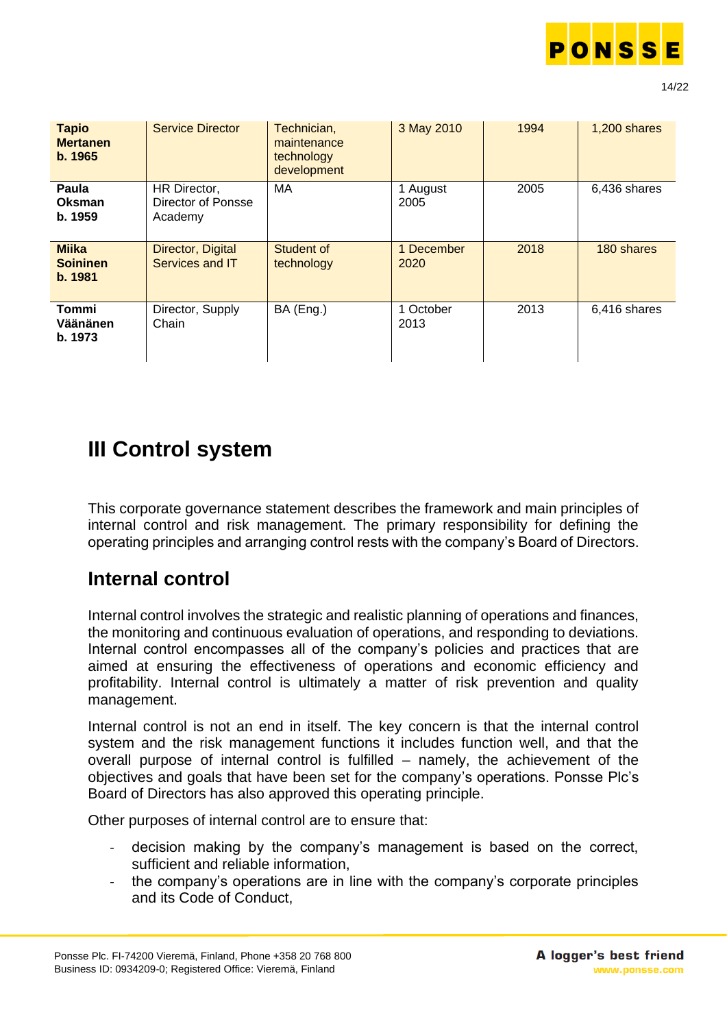| | | | | | |
|---|---|---|---|---|---|
| **Tapio Mertanen b. 1965** | Service Director | Technician, maintenance technology development | 3 May 2010 | 1994 | 1,200 shares |
| **Paula Oksman b. 1959** | HR Director, Director of Ponsse Academy | MA | 1 August 2005 | 2005 | 6,436 shares |
| **Miika Soininen b. 1981** | Director, Digital Services and IT | Student of technology | 1 December 2020 | 2018 | 180 shares |
| **Tommi Väänänen b. 1973** | Director, Supply Chain | BA (Eng.) | 1 October 2013 | 2013 | 6,416 shares |

# III Control system

This corporate governance statement describes the framework and main principles of internal control and risk management. The primary responsibility for defining the operating principles and arranging control rests with the company's Board of Directors.

## Internal control

Internal control involves the strategic and realistic planning of operations and finances, the monitoring and continuous evaluation of operations, and responding to deviations. Internal control encompasses all of the company's policies and practices that are aimed at ensuring the effectiveness of operations and economic efficiency and profitability. Internal control is ultimately a matter of risk prevention and quality management.

Internal control is not an end in itself. The key concern is that the internal control system and the risk management functions it includes function well, and that the overall purpose of internal control is fulfilled – namely, the achievement of the objectives and goals that have been set for the company's operations. Ponsse Plc's Board of Directors has also approved this operating principle.

Other purposes of internal control are to ensure that:

- decision making by the company's management is based on the correct, sufficient and reliable information,
- the company's operations are in line with the company's corporate principles and its Code of Conduct,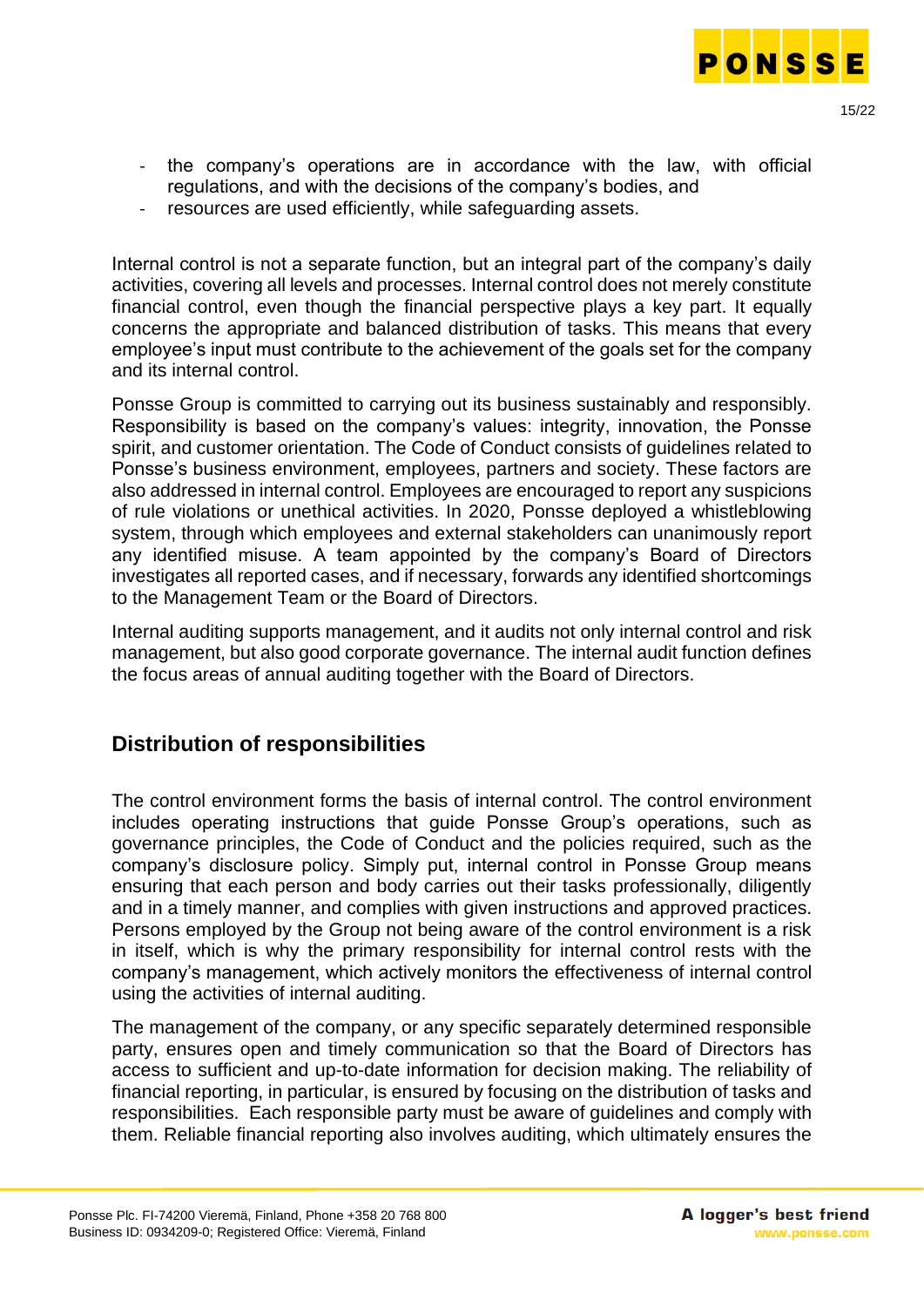- the company's operations are in accordance with the law, with official regulations, and with the decisions of the company's bodies, and
- resources are used efficiently, while safeguarding assets.

Internal control is not a separate function, but an integral part of the company's daily activities, covering all levels and processes. Internal control does not merely constitute financial control, even though the financial perspective plays a key part. It equally concerns the appropriate and balanced distribution of tasks. This means that every employee's input must contribute to the achievement of the goals set for the company and its internal control.

Ponsse Group is committed to carrying out its business sustainably and responsibly. Responsibility is based on the company's values: integrity, innovation, the Ponsse spirit, and customer orientation. The Code of Conduct consists of guidelines related to Ponsse's business environment, employees, partners and society. These factors are also addressed in internal control. Employees are encouraged to report any suspicions of rule violations or unethical activities. In 2020, Ponsse deployed a whistleblowing system, through which employees and external stakeholders can unanimously report any identified misuse. A team appointed by the company's Board of Directors investigates all reported cases, and if necessary, forwards any identified shortcomings to the Management Team or the Board of Directors.

Internal auditing supports management, and it audits not only internal control and risk management, but also good corporate governance. The internal audit function defines the focus areas of annual auditing together with the Board of Directors.

## Distribution of responsibilities

The control environment forms the basis of internal control. The control environment includes operating instructions that guide Ponsse Group's operations, such as governance principles, the Code of Conduct and the policies required, such as the company's disclosure policy. Simply put, internal control in Ponsse Group means ensuring that each person and body carries out their tasks professionally, diligently and in a timely manner, and complies with given instructions and approved practices. Persons employed by the Group not being aware of the control environment is a risk in itself, which is why the primary responsibility for internal control rests with the company's management, which actively monitors the effectiveness of internal control using the activities of internal auditing.

The management of the company, or any specific separately determined responsible party, ensures open and timely communication so that the Board of Directors has access to sufficient and up-to-date information for decision making. The reliability of financial reporting, in particular, is ensured by focusing on the distribution of tasks and responsibilities. Each responsible party must be aware of guidelines and comply with them. Reliable financial reporting also involves auditing, which ultimately ensures the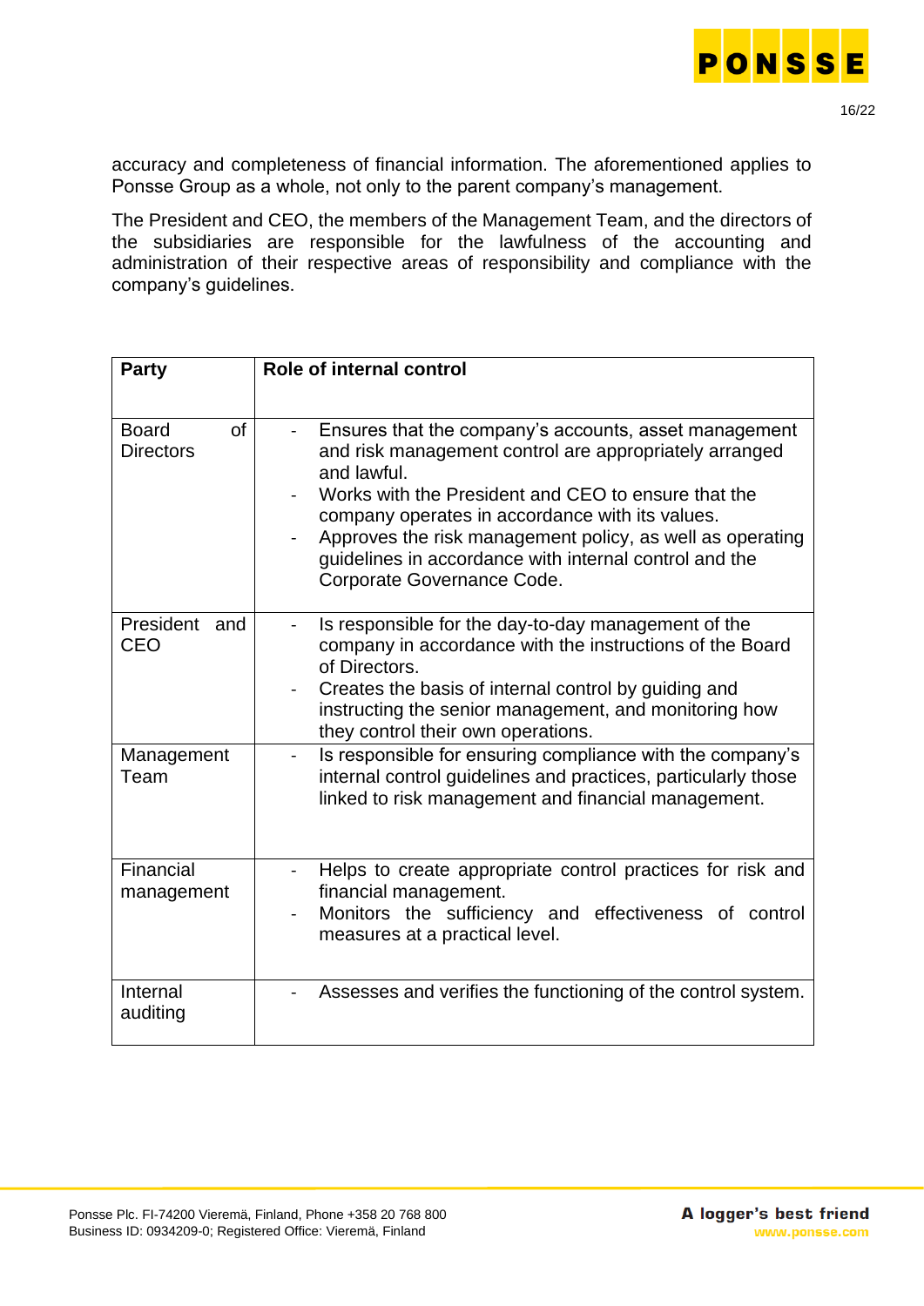accuracy and completeness of financial information. The aforementioned applies to Ponsse Group as a whole, not only to the parent company's management.

The President and CEO, the members of the Management Team, and the directors of the subsidiaries are responsible for the lawfulness of the accounting and administration of their respective areas of responsibility and compliance with the company's guidelines.

| Party | Role of internal control |
|---|---|
| Board of Directors | - Ensures that the company's accounts, asset management and risk management control are appropriately arranged and lawful.<br>- Works with the President and CEO to ensure that the company operates in accordance with its values.<br>- Approves the risk management policy, as well as operating guidelines in accordance with internal control and the Corporate Governance Code. |
| President and CEO | - Is responsible for the day-to-day management of the company in accordance with the instructions of the Board of Directors.<br>- Creates the basis of internal control by guiding and instructing the senior management, and monitoring how they control their own operations. |
| Management Team | - Is responsible for ensuring compliance with the company's internal control guidelines and practices, particularly those linked to risk management and financial management. |
| Financial management | - Helps to create appropriate control practices for risk and financial management.<br>- Monitors the sufficiency and effectiveness of control measures at a practical level. |
| Internal auditing | - Assesses and verifies the functioning of the control system. |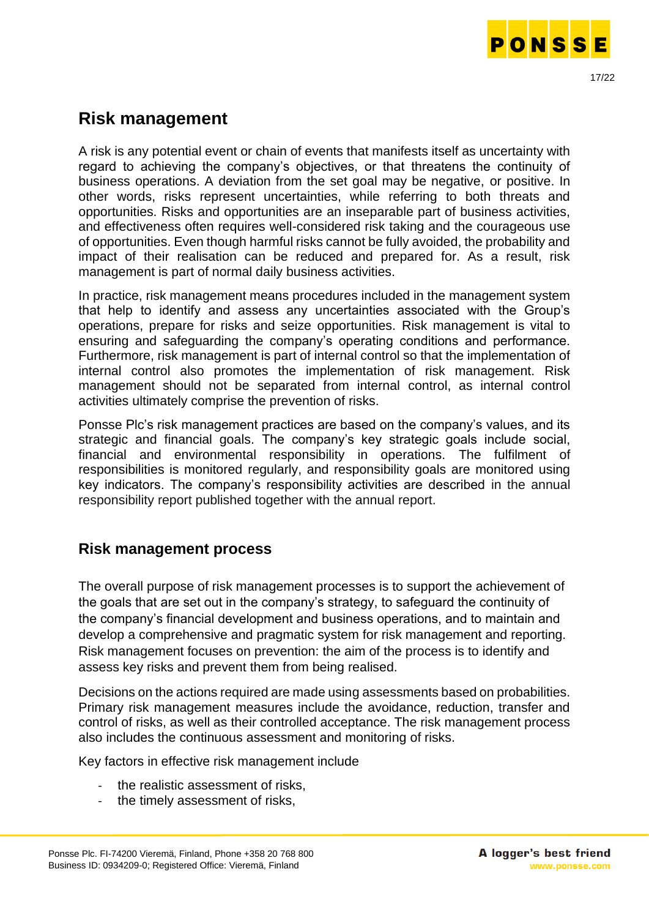## Risk management

A risk is any potential event or chain of events that manifests itself as uncertainty with regard to achieving the company's objectives, or that threatens the continuity of business operations. A deviation from the set goal may be negative, or positive. In other words, risks represent uncertainties, while referring to both threats and opportunities. Risks and opportunities are an inseparable part of business activities, and effectiveness often requires well-considered risk taking and the courageous use of opportunities. Even though harmful risks cannot be fully avoided, the probability and impact of their realisation can be reduced and prepared for. As a result, risk management is part of normal daily business activities.

In practice, risk management means procedures included in the management system that help to identify and assess any uncertainties associated with the Group's operations, prepare for risks and seize opportunities. Risk management is vital to ensuring and safeguarding the company's operating conditions and performance. Furthermore, risk management is part of internal control so that the implementation of internal control also promotes the implementation of risk management. Risk management should not be separated from internal control, as internal control activities ultimately comprise the prevention of risks.

Ponsse Plc's risk management practices are based on the company's values, and its strategic and financial goals. The company's key strategic goals include social, financial and environmental responsibility in operations. The fulfilment of responsibilities is monitored regularly, and responsibility goals are monitored using key indicators. The company's responsibility activities are described in the annual responsibility report published together with the annual report.

### Risk management process

The overall purpose of risk management processes is to support the achievement of the goals that are set out in the company's strategy, to safeguard the continuity of the company's financial development and business operations, and to maintain and develop a comprehensive and pragmatic system for risk management and reporting. Risk management focuses on prevention: the aim of the process is to identify and assess key risks and prevent them from being realised.

Decisions on the actions required are made using assessments based on probabilities. Primary risk management measures include the avoidance, reduction, transfer and control of risks, as well as their controlled acceptance. The risk management process also includes the continuous assessment and monitoring of risks.

Key factors in effective risk management include

- the realistic assessment of risks,
- the timely assessment of risks,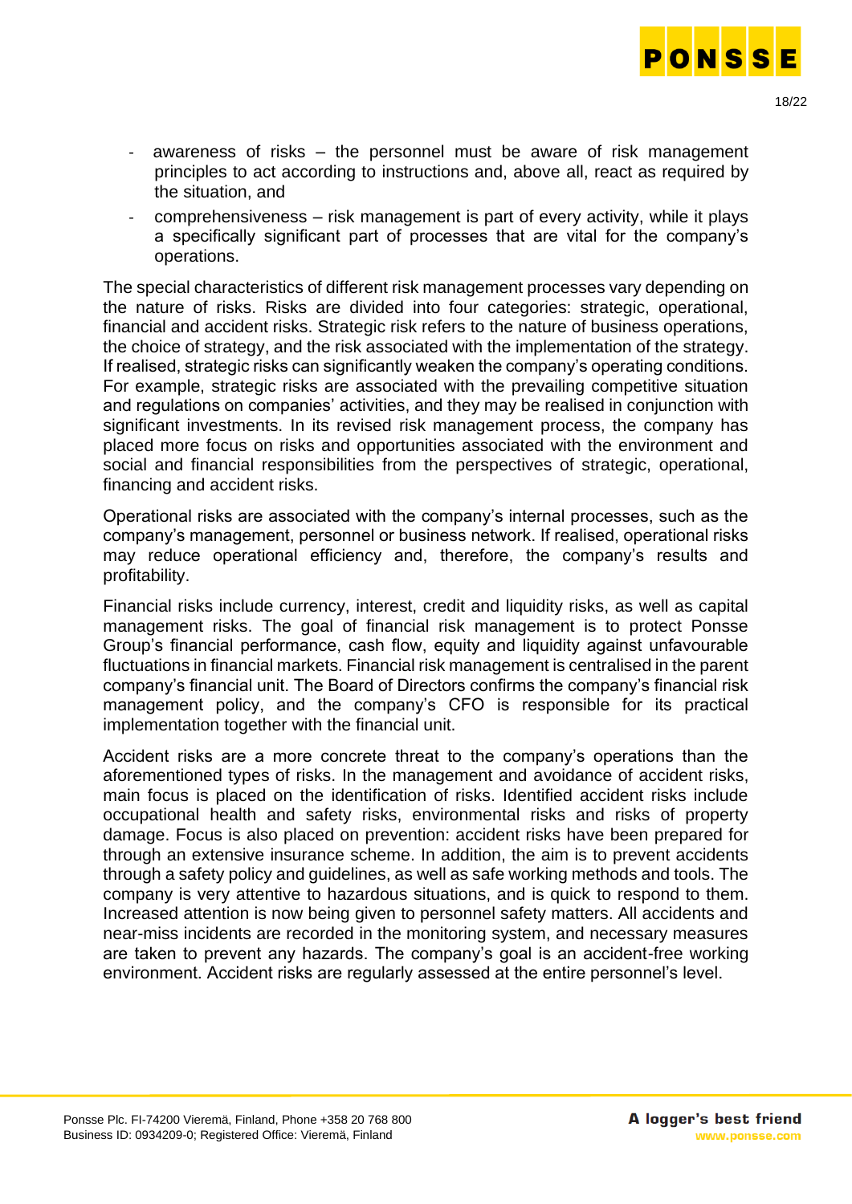- awareness of risks – the personnel must be aware of risk management principles to act according to instructions and, above all, react as required by the situation, and
- comprehensiveness – risk management is part of every activity, while it plays a specifically significant part of processes that are vital for the company's operations.

The special characteristics of different risk management processes vary depending on the nature of risks. Risks are divided into four categories: strategic, operational, financial and accident risks. Strategic risk refers to the nature of business operations, the choice of strategy, and the risk associated with the implementation of the strategy. If realised, strategic risks can significantly weaken the company's operating conditions. For example, strategic risks are associated with the prevailing competitive situation and regulations on companies' activities, and they may be realised in conjunction with significant investments. In its revised risk management process, the company has placed more focus on risks and opportunities associated with the environment and social and financial responsibilities from the perspectives of strategic, operational, financing and accident risks.

Operational risks are associated with the company's internal processes, such as the company's management, personnel or business network. If realised, operational risks may reduce operational efficiency and, therefore, the company's results and profitability.

Financial risks include currency, interest, credit and liquidity risks, as well as capital management risks. The goal of financial risk management is to protect Ponsse Group's financial performance, cash flow, equity and liquidity against unfavourable fluctuations in financial markets. Financial risk management is centralised in the parent company's financial unit. The Board of Directors confirms the company's financial risk management policy, and the company's CFO is responsible for its practical implementation together with the financial unit.

Accident risks are a more concrete threat to the company's operations than the aforementioned types of risks. In the management and avoidance of accident risks, main focus is placed on the identification of risks. Identified accident risks include occupational health and safety risks, environmental risks and risks of property damage. Focus is also placed on prevention: accident risks have been prepared for through an extensive insurance scheme. In addition, the aim is to prevent accidents through a safety policy and guidelines, as well as safe working methods and tools. The company is very attentive to hazardous situations, and is quick to respond to them. Increased attention is now being given to personnel safety matters. All accidents and near-miss incidents are recorded in the monitoring system, and necessary measures are taken to prevent any hazards. The company's goal is an accident-free working environment. Accident risks are regularly assessed at the entire personnel's level.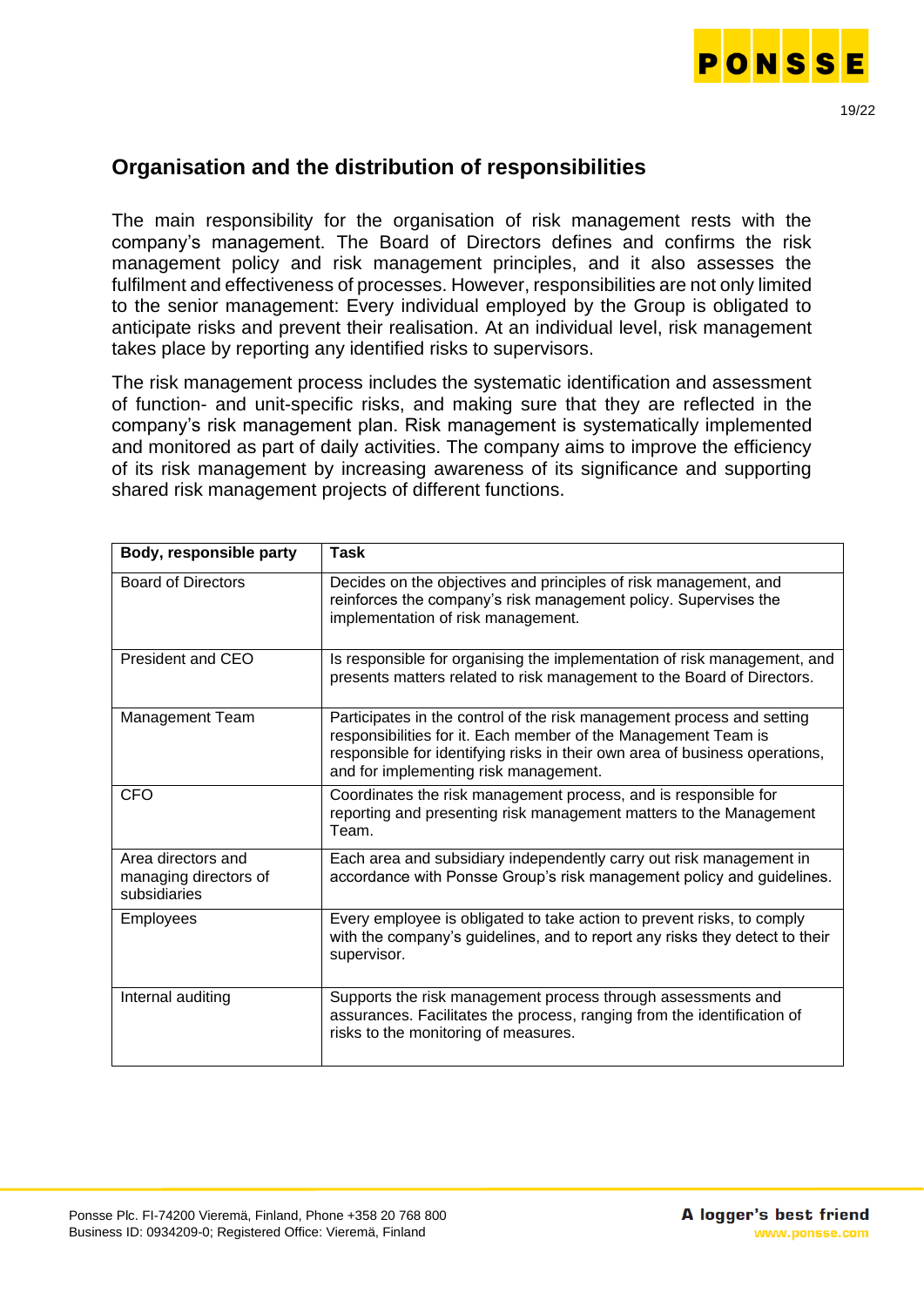## Organisation and the distribution of responsibilities

The main responsibility for the organisation of risk management rests with the company's management. The Board of Directors defines and confirms the risk management policy and risk management principles, and it also assesses the fulfilment and effectiveness of processes. However, responsibilities are not only limited to the senior management: Every individual employed by the Group is obligated to anticipate risks and prevent their realisation. At an individual level, risk management takes place by reporting any identified risks to supervisors.

The risk management process includes the systematic identification and assessment of function- and unit-specific risks, and making sure that they are reflected in the company's risk management plan. Risk management is systematically implemented and monitored as part of daily activities. The company aims to improve the efficiency of its risk management by increasing awareness of its significance and supporting shared risk management projects of different functions.

| Body, responsible party | Task |
| --- | --- |
| Board of Directors | Decides on the objectives and principles of risk management, and reinforces the company's risk management policy. Supervises the implementation of risk management. |
| President and CEO | Is responsible for organising the implementation of risk management, and presents matters related to risk management to the Board of Directors. |
| Management Team | Participates in the control of the risk management process and setting responsibilities for it. Each member of the Management Team is responsible for identifying risks in their own area of business operations, and for implementing risk management. |
| CFO | Coordinates the risk management process, and is responsible for reporting and presenting risk management matters to the Management Team. |
| Area directors and managing directors of subsidiaries | Each area and subsidiary independently carry out risk management in accordance with Ponsse Group's risk management policy and guidelines. |
| Employees | Every employee is obligated to take action to prevent risks, to comply with the company's guidelines, and to report any risks they detect to their supervisor. |
| Internal auditing | Supports the risk management process through assessments and assurances. Facilitates the process, ranging from the identification of risks to the monitoring of measures. |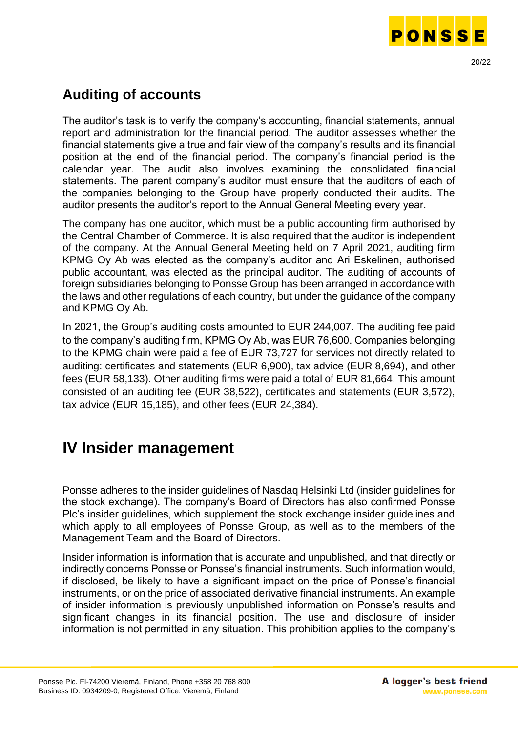## Auditing of accounts

The auditor's task is to verify the company's accounting, financial statements, annual report and administration for the financial period. The auditor assesses whether the financial statements give a true and fair view of the company's results and its financial position at the end of the financial period. The company's financial period is the calendar year. The audit also involves examining the consolidated financial statements. The parent company's auditor must ensure that the auditors of each of the companies belonging to the Group have properly conducted their audits. The auditor presents the auditor's report to the Annual General Meeting every year.

The company has one auditor, which must be a public accounting firm authorised by the Central Chamber of Commerce. It is also required that the auditor is independent of the company. At the Annual General Meeting held on 7 April 2021, auditing firm KPMG Oy Ab was elected as the company's auditor and Ari Eskelinen, authorised public accountant, was elected as the principal auditor. The auditing of accounts of foreign subsidiaries belonging to Ponsse Group has been arranged in accordance with the laws and other regulations of each country, but under the guidance of the company and KPMG Oy Ab.

In 2021, the Group's auditing costs amounted to EUR 244,007. The auditing fee paid to the company's auditing firm, KPMG Oy Ab, was EUR 76,600. Companies belonging to the KPMG chain were paid a fee of EUR 73,727 for services not directly related to auditing: certificates and statements (EUR 6,900), tax advice (EUR 8,694), and other fees (EUR 58,133). Other auditing firms were paid a total of EUR 81,664. This amount consisted of an auditing fee (EUR 38,522), certificates and statements (EUR 3,572), tax advice (EUR 15,185), and other fees (EUR 24,384).

# IV Insider management

Ponsse adheres to the insider guidelines of Nasdaq Helsinki Ltd (insider guidelines for the stock exchange). The company's Board of Directors has also confirmed Ponsse Plc's insider guidelines, which supplement the stock exchange insider guidelines and which apply to all employees of Ponsse Group, as well as to the members of the Management Team and the Board of Directors.

Insider information is information that is accurate and unpublished, and that directly or indirectly concerns Ponsse or Ponsse's financial instruments. Such information would, if disclosed, be likely to have a significant impact on the price of Ponsse's financial instruments, or on the price of associated derivative financial instruments. An example of insider information is previously unpublished information on Ponsse's results and significant changes in its financial position. The use and disclosure of insider information is not permitted in any situation. This prohibition applies to the company's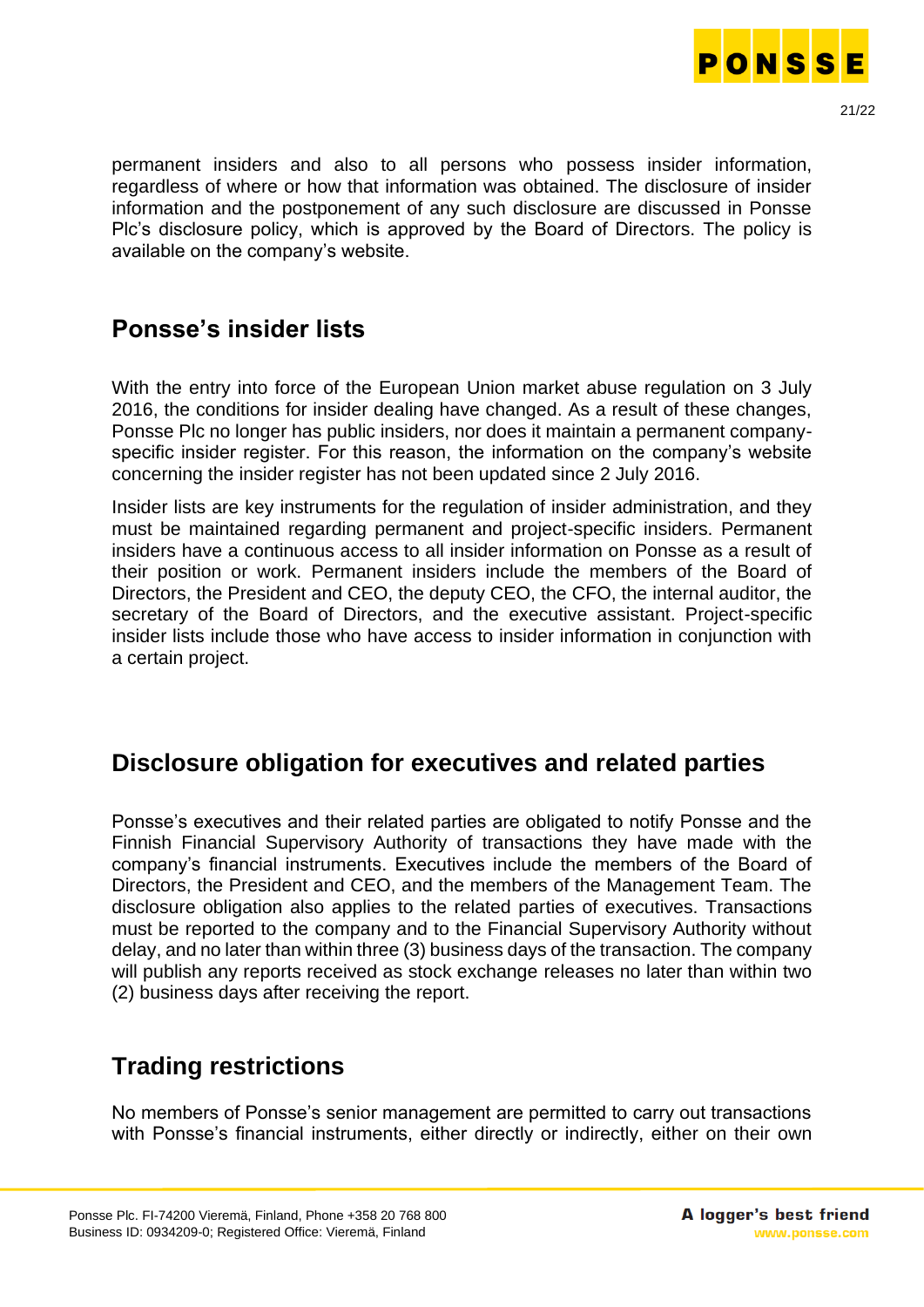permanent insiders and also to all persons who possess insider information, regardless of where or how that information was obtained. The disclosure of insider information and the postponement of any such disclosure are discussed in Ponsse Plc's disclosure policy, which is approved by the Board of Directors. The policy is available on the company's website.

## Ponsse's insider lists

With the entry into force of the European Union market abuse regulation on 3 July 2016, the conditions for insider dealing have changed. As a result of these changes, Ponsse Plc no longer has public insiders, nor does it maintain a permanent company-specific insider register. For this reason, the information on the company's website concerning the insider register has not been updated since 2 July 2016.

Insider lists are key instruments for the regulation of insider administration, and they must be maintained regarding permanent and project-specific insiders. Permanent insiders have a continuous access to all insider information on Ponsse as a result of their position or work. Permanent insiders include the members of the Board of Directors, the President and CEO, the deputy CEO, the CFO, the internal auditor, the secretary of the Board of Directors, and the executive assistant. Project-specific insider lists include those who have access to insider information in conjunction with a certain project.

## Disclosure obligation for executives and related parties

Ponsse's executives and their related parties are obligated to notify Ponsse and the Finnish Financial Supervisory Authority of transactions they have made with the company's financial instruments. Executives include the members of the Board of Directors, the President and CEO, and the members of the Management Team. The disclosure obligation also applies to the related parties of executives. Transactions must be reported to the company and to the Financial Supervisory Authority without delay, and no later than within three (3) business days of the transaction. The company will publish any reports received as stock exchange releases no later than within two (2) business days after receiving the report.

## Trading restrictions

No members of Ponsse's senior management are permitted to carry out transactions with Ponsse's financial instruments, either directly or indirectly, either on their own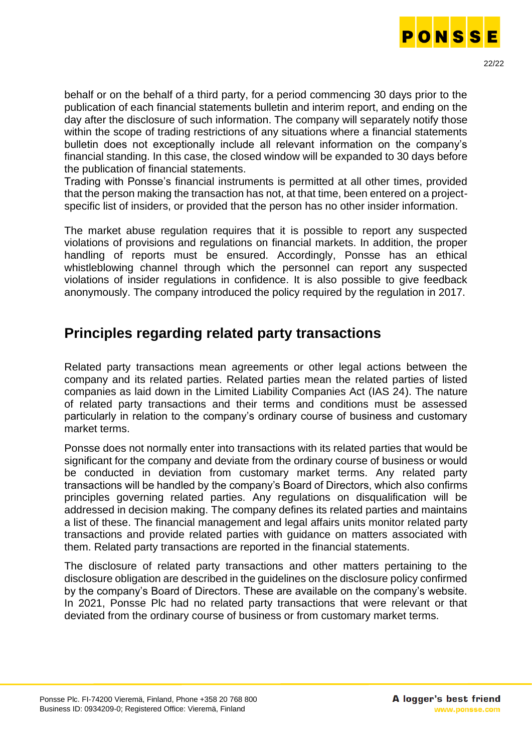behalf or on the behalf of a third party, for a period commencing 30 days prior to the publication of each financial statements bulletin and interim report, and ending on the day after the disclosure of such information. The company will separately notify those within the scope of trading restrictions of any situations where a financial statements bulletin does not exceptionally include all relevant information on the company's financial standing. In this case, the closed window will be expanded to 30 days before the publication of financial statements.
Trading with Ponsse's financial instruments is permitted at all other times, provided that the person making the transaction has not, at that time, been entered on a project-specific list of insiders, or provided that the person has no other insider information.

The market abuse regulation requires that it is possible to report any suspected violations of provisions and regulations on financial markets. In addition, the proper handling of reports must be ensured. Accordingly, Ponsse has an ethical whistleblowing channel through which the personnel can report any suspected violations of insider regulations in confidence. It is also possible to give feedback anonymously. The company introduced the policy required by the regulation in 2017.

## Principles regarding related party transactions

Related party transactions mean agreements or other legal actions between the company and its related parties. Related parties mean the related parties of listed companies as laid down in the Limited Liability Companies Act (IAS 24). The nature of related party transactions and their terms and conditions must be assessed particularly in relation to the company's ordinary course of business and customary market terms.

Ponsse does not normally enter into transactions with its related parties that would be significant for the company and deviate from the ordinary course of business or would be conducted in deviation from customary market terms. Any related party transactions will be handled by the company's Board of Directors, which also confirms principles governing related parties. Any regulations on disqualification will be addressed in decision making. The company defines its related parties and maintains a list of these. The financial management and legal affairs units monitor related party transactions and provide related parties with guidance on matters associated with them. Related party transactions are reported in the financial statements.

The disclosure of related party transactions and other matters pertaining to the disclosure obligation are described in the guidelines on the disclosure policy confirmed by the company's Board of Directors. These are available on the company's website. In 2021, Ponsse Plc had no related party transactions that were relevant or that deviated from the ordinary course of business or from customary market terms.